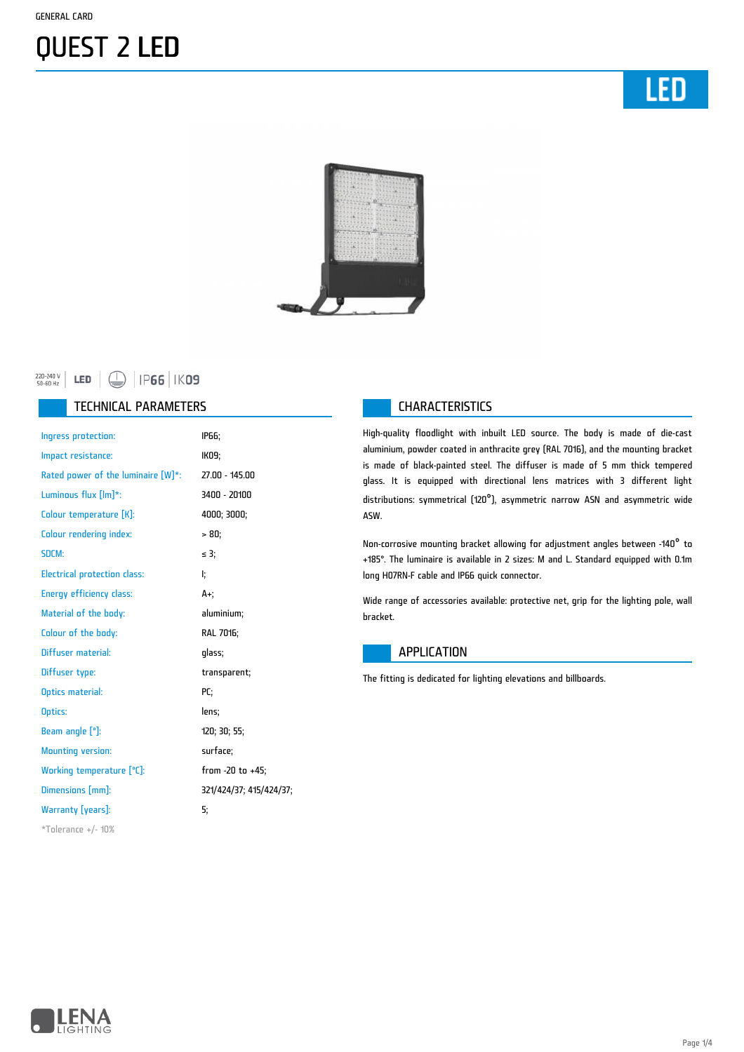GENERAL CARD

# QUEST 2 LED

LED

220-240 V 50-60 Hz | LED | IP66 | IK09

## TECHNICAL PARAMETERS

| | |
|---|---|
| Ingress protection: | IP66; |
| Impact resistance: | IK09; |
| Rated power of the luminaire [W]*: | 27.00 - 145.00 |
| Luminous flux [lm]*: | 3400 - 20100 |
| Colour temperature [K]: | 4000; 3000; |
| Colour rendering index: | > 80; |
| SDCM: | ≤ 3; |
| Electrical protection class: | I; |
| Energy efficiency class: | A+; |
| Material of the body: | aluminium; |
| Colour of the body: | RAL 7016; |
| Diffuser material: | glass; |
| Diffuser type: | transparent; |
| Optics material: | PC; |
| Optics: | lens; |
| Beam angle [°]: | 120; 30; 55; |
| Mounting version: | surface; |
| Working temperature [°C]: | from -20 to +45; |
| Dimensions [mm]: | 321/424/37; 415/424/37; |
| Warranty [years]: | 5; |

*Tolerance +/- 10%

## CHARACTERISTICS

High-quality floodlight with inbuilt LED source. The body is made of die-cast aluminium, powder coated in anthracite grey (RAL 7016), and the mounting bracket is made of black-painted steel. The diffuser is made of 5 mm thick tempered glass. It is equipped with directional lens matrices with 3 different light distributions: symmetrical (120°), asymmetric narrow ASN and asymmetric wide ASW.

Non-corrosive mounting bracket allowing for adjustment angles between -140° to +185°. The luminaire is available in 2 sizes: M and L. Standard equipped with 0.1m long H07RN-F cable and IP66 quick connector.

Wide range of accessories available: protective net, grip for the lighting pole, wall bracket.

## APPLICATION

The fitting is dedicated for lighting elevations and billboards.

LENA LIGHTING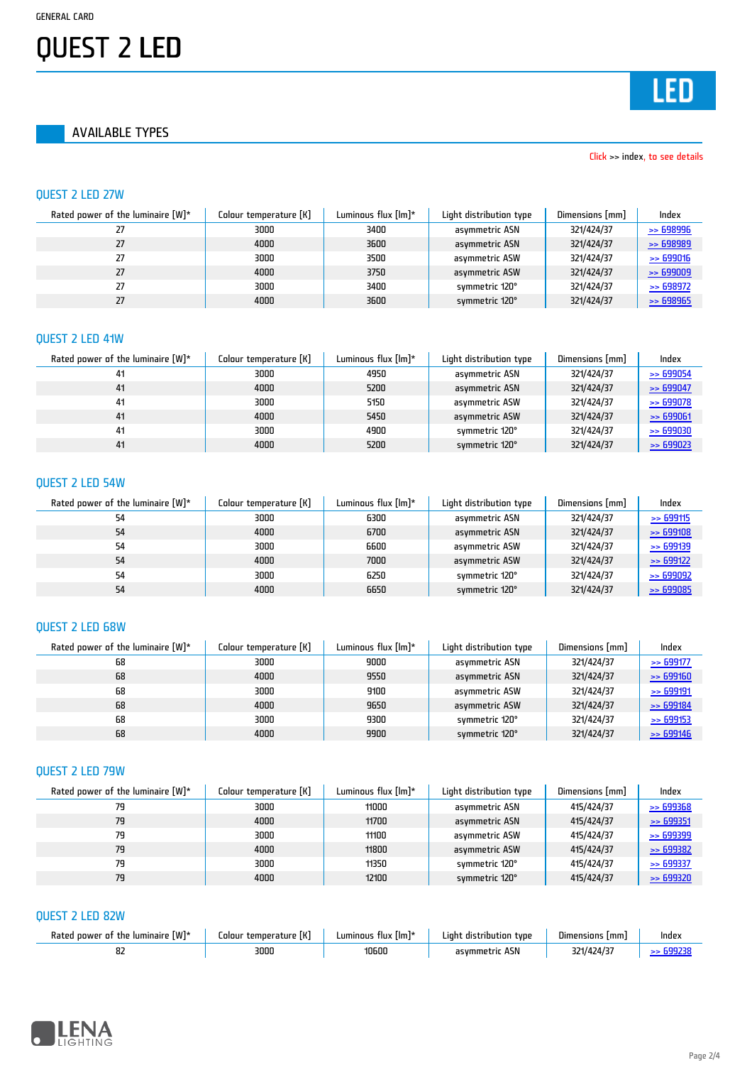GENERAL CARD

# QUEST 2 LED

LED

## AVAILABLE TYPES

Click >> index, to see details

### QUEST 2 LED 27W

| Rated power of the luminaire [W]* | Colour temperature [K] | Luminous flux [lm]* | Light distribution type | Dimensions [mm] | Index |
|---|---|---|---|---|---|
| 27 | 3000 | 3400 | asymmetric ASN | 321/424/37 | >> 698996 |
| 27 | 4000 | 3600 | asymmetric ASN | 321/424/37 | >> 698989 |
| 27 | 3000 | 3500 | asymmetric ASW | 321/424/37 | >> 699016 |
| 27 | 4000 | 3750 | asymmetric ASW | 321/424/37 | >> 699009 |
| 27 | 3000 | 3400 | symmetric 120° | 321/424/37 | >> 698972 |
| 27 | 4000 | 3600 | symmetric 120° | 321/424/37 | >> 698965 |

### QUEST 2 LED 41W

| Rated power of the luminaire [W]* | Colour temperature [K] | Luminous flux [lm]* | Light distribution type | Dimensions [mm] | Index |
|---|---|---|---|---|---|
| 41 | 3000 | 4950 | asymmetric ASN | 321/424/37 | >> 699054 |
| 41 | 4000 | 5200 | asymmetric ASN | 321/424/37 | >> 699047 |
| 41 | 3000 | 5150 | asymmetric ASW | 321/424/37 | >> 699078 |
| 41 | 4000 | 5450 | asymmetric ASW | 321/424/37 | >> 699061 |
| 41 | 3000 | 4900 | symmetric 120° | 321/424/37 | >> 699030 |
| 41 | 4000 | 5200 | symmetric 120° | 321/424/37 | >> 699023 |

### QUEST 2 LED 54W

| Rated power of the luminaire [W]* | Colour temperature [K] | Luminous flux [lm]* | Light distribution type | Dimensions [mm] | Index |
|---|---|---|---|---|---|
| 54 | 3000 | 6300 | asymmetric ASN | 321/424/37 | >> 699115 |
| 54 | 4000 | 6700 | asymmetric ASN | 321/424/37 | >> 699108 |
| 54 | 3000 | 6600 | asymmetric ASW | 321/424/37 | >> 699139 |
| 54 | 4000 | 7000 | asymmetric ASW | 321/424/37 | >> 699122 |
| 54 | 3000 | 6250 | symmetric 120° | 321/424/37 | >> 699092 |
| 54 | 4000 | 6650 | symmetric 120° | 321/424/37 | >> 699085 |

### QUEST 2 LED 68W

| Rated power of the luminaire [W]* | Colour temperature [K] | Luminous flux [lm]* | Light distribution type | Dimensions [mm] | Index |
|---|---|---|---|---|---|
| 68 | 3000 | 9000 | asymmetric ASN | 321/424/37 | >> 699177 |
| 68 | 4000 | 9550 | asymmetric ASN | 321/424/37 | >> 699160 |
| 68 | 3000 | 9100 | asymmetric ASW | 321/424/37 | >> 699191 |
| 68 | 4000 | 9650 | asymmetric ASW | 321/424/37 | >> 699184 |
| 68 | 3000 | 9300 | symmetric 120° | 321/424/37 | >> 699153 |
| 68 | 4000 | 9900 | symmetric 120° | 321/424/37 | >> 699146 |

### QUEST 2 LED 79W

| Rated power of the luminaire [W]* | Colour temperature [K] | Luminous flux [lm]* | Light distribution type | Dimensions [mm] | Index |
|---|---|---|---|---|---|
| 79 | 3000 | 11000 | asymmetric ASN | 415/424/37 | >> 699368 |
| 79 | 4000 | 11700 | asymmetric ASN | 415/424/37 | >> 699351 |
| 79 | 3000 | 11100 | asymmetric ASW | 415/424/37 | >> 699399 |
| 79 | 4000 | 11800 | asymmetric ASW | 415/424/37 | >> 699382 |
| 79 | 3000 | 11350 | symmetric 120° | 415/424/37 | >> 699337 |
| 79 | 4000 | 12100 | symmetric 120° | 415/424/37 | >> 699320 |

### QUEST 2 LED 82W

| Rated power of the luminaire [W]* | Colour temperature [K] | Luminous flux [lm]* | Light distribution type | Dimensions [mm] | Index |
|---|---|---|---|---|---|
| 82 | 3000 | 10600 | asymmetric ASN | 321/424/37 | >> 699238 |

LENA LIGHTING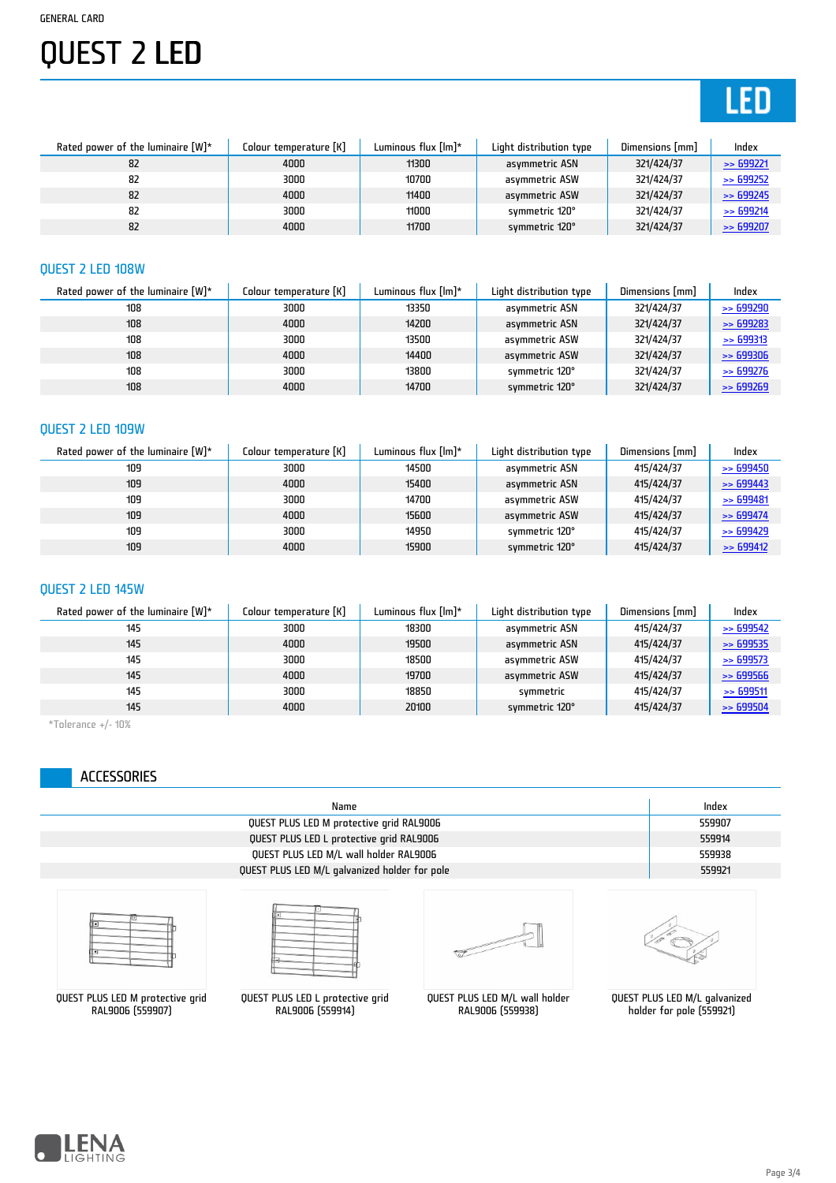GENERAL CARD

# QUEST 2 LED

| Rated power of the luminaire [W]* | Colour temperature [K] | Luminous flux [lm]* | Light distribution type | Dimensions [mm] | Index |
|---|---|---|---|---|---|
| 82 | 4000 | 11300 | asymmetric ASN | 321/424/37 | >> 699221 |
| 82 | 3000 | 10700 | asymmetric ASW | 321/424/37 | >> 699252 |
| 82 | 4000 | 11400 | asymmetric ASW | 321/424/37 | >> 699245 |
| 82 | 3000 | 11000 | symmetric 120° | 321/424/37 | >> 699214 |
| 82 | 4000 | 11700 | symmetric 120° | 321/424/37 | >> 699207 |

## QUEST 2 LED 108W

| Rated power of the luminaire [W]* | Colour temperature [K] | Luminous flux [lm]* | Light distribution type | Dimensions [mm] | Index |
|---|---|---|---|---|---|
| 108 | 3000 | 13350 | asymmetric ASN | 321/424/37 | >> 699290 |
| 108 | 4000 | 14200 | asymmetric ASN | 321/424/37 | >> 699283 |
| 108 | 3000 | 13500 | asymmetric ASW | 321/424/37 | >> 699313 |
| 108 | 4000 | 14400 | asymmetric ASW | 321/424/37 | >> 699306 |
| 108 | 3000 | 13800 | symmetric 120° | 321/424/37 | >> 699276 |
| 108 | 4000 | 14700 | symmetric 120° | 321/424/37 | >> 699269 |

## QUEST 2 LED 109W

| Rated power of the luminaire [W]* | Colour temperature [K] | Luminous flux [lm]* | Light distribution type | Dimensions [mm] | Index |
|---|---|---|---|---|---|
| 109 | 3000 | 14500 | asymmetric ASN | 415/424/37 | >> 699450 |
| 109 | 4000 | 15400 | asymmetric ASN | 415/424/37 | >> 699443 |
| 109 | 3000 | 14700 | asymmetric ASW | 415/424/37 | >> 699481 |
| 109 | 4000 | 15600 | asymmetric ASW | 415/424/37 | >> 699474 |
| 109 | 3000 | 14950 | symmetric 120° | 415/424/37 | >> 699429 |
| 109 | 4000 | 15900 | symmetric 120° | 415/424/37 | >> 699412 |

## QUEST 2 LED 145W

| Rated power of the luminaire [W]* | Colour temperature [K] | Luminous flux [lm]* | Light distribution type | Dimensions [mm] | Index |
|---|---|---|---|---|---|
| 145 | 3000 | 18300 | asymmetric ASN | 415/424/37 | >> 699542 |
| 145 | 4000 | 19500 | asymmetric ASN | 415/424/37 | >> 699535 |
| 145 | 3000 | 18500 | asymmetric ASW | 415/424/37 | >> 699573 |
| 145 | 4000 | 19700 | asymmetric ASW | 415/424/37 | >> 699566 |
| 145 | 3000 | 18850 | symmetric | 415/424/37 | >> 699511 |
| 145 | 4000 | 20100 | symmetric 120° | 415/424/37 | >> 699504 |

*Tolerance +/- 10%

## ACCESSORIES

| Name | Index |
|---|---|
| QUEST PLUS LED M protective grid RAL9006 | 559907 |
| QUEST PLUS LED L protective grid RAL9006 | 559914 |
| QUEST PLUS LED M/L wall holder RAL9006 | 559938 |
| QUEST PLUS LED M/L galvanized holder for pole | 559921 |

QUEST PLUS LED M protective grid RAL9006 (559907)

QUEST PLUS LED L protective grid RAL9006 (559914)

QUEST PLUS LED M/L wall holder RAL9006 (559938)

QUEST PLUS LED M/L galvanized holder for pole (559921)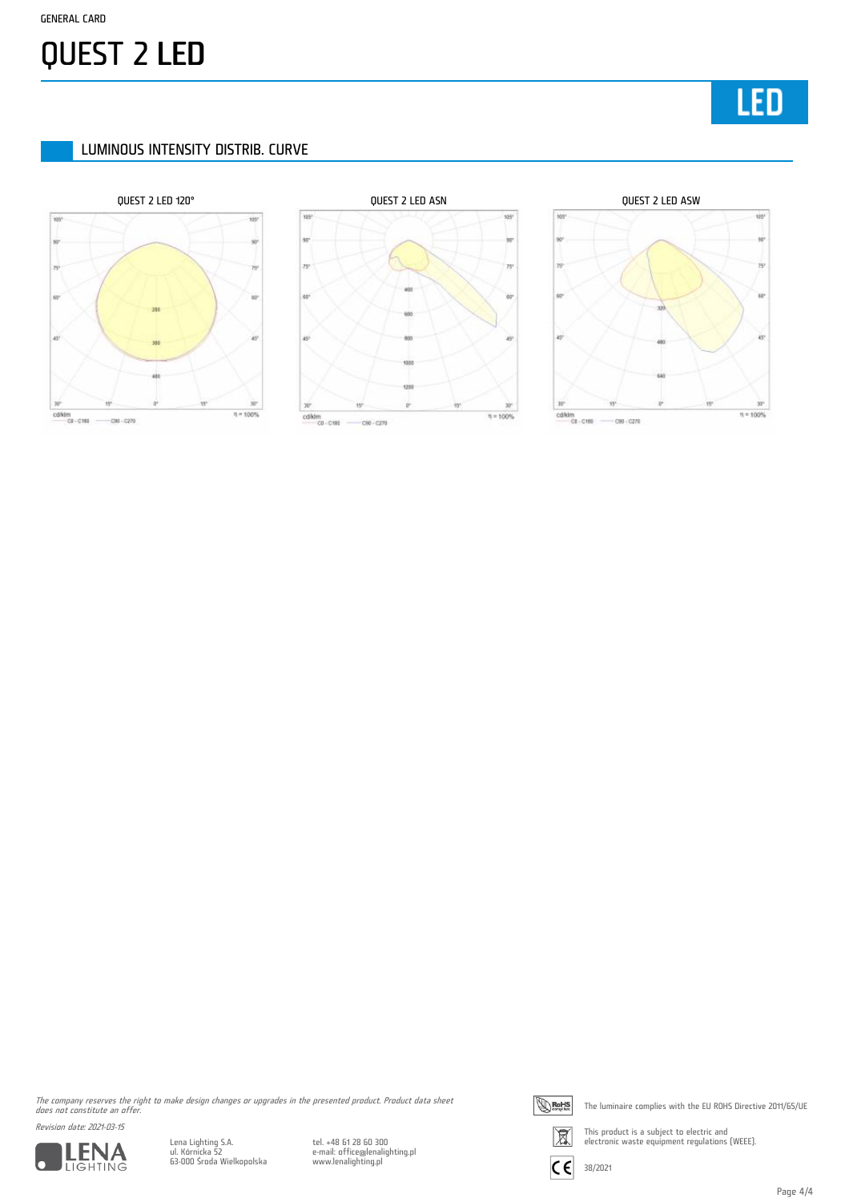GENERAL CARD

# QUEST 2 LED

LED

## LUMINOUS INTENSITY DISTRIB. CURVE

QUEST 2 LED 120°

105° 105° 90° 90° 75° 75° 60° 60° 45° 45° 30° 15° 0° 15° 30°

200 300 400

cd/klm η = 100%

C0 - C180 C90 - C270

QUEST 2 LED ASN

105° 105° 90° 90° 75° 75° 60° 60° 45° 45° 30° 15° 0° 15° 30°

400 600 800 1000 1200

cd/klm η = 100%

C0 - C180 C90 - C270

QUEST 2 LED ASW

105° 105° 90° 90° 75° 75° 60° 60° 45° 45° 30° 15° 0° 15° 30°

320 480 640

cd/klm η = 100%

C0 - C180 C90 - C270

*The company reserves the right to make design changes or upgrades in the presented product. Product data sheet does not constitute an offer.*

*Revision date: 2021-03-15*

LENA LIGHTING

Lena Lighting S.A.
ul. Kórnicka 52
63-000 Środa Wielkopolska

tel. +48 61 28 60 300
e-mail: office@lenalighting.pl
www.lenalighting.pl

The luminaire complies with the EU ROHS Directive 2011/65/UE

This product is a subject to electric and electronic waste equipment regulations (WEEE).

38/2021